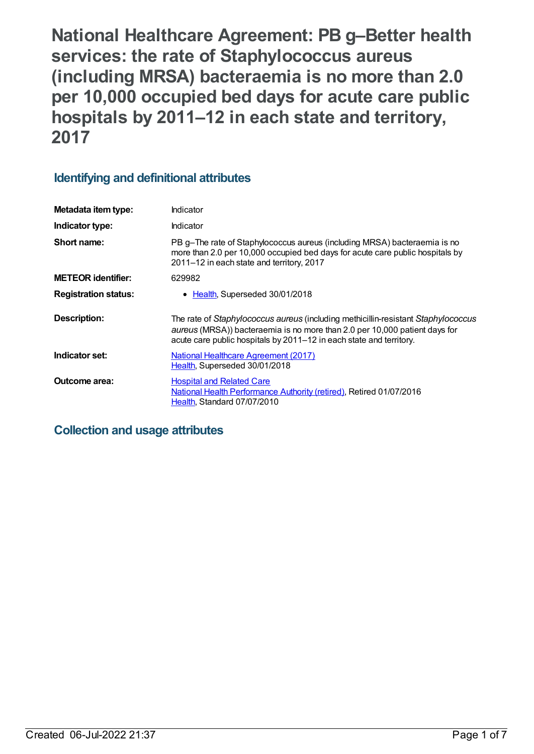# National Healthcare Agreement: PB g–Better health services: the rate of Staphylococcus aureus (including MRSA) bacteraemia is no more than 2.0 per 10,000 occupied bed days for acute care public hospitals by 2011–12 in each state and territory, 2017

## Identifying and definitional attributes

| | |
|---|---|
| **Metadata item type:** | Indicator |
| **Indicator type:** | Indicator |
| **Short name:** | PB g–The rate of Staphylococcus aureus (including MRSA) bacteraemia is no more than 2.0 per 10,000 occupied bed days for acute care public hospitals by 2011–12 in each state and territory, 2017 |
| **METEOR identifier:** | 629982 |
| **Registration status:** | • Health, Superseded 30/01/2018 |
| **Description:** | The rate of *Staphylococcus aureus* (including methicillin-resistant *Staphylococcus aureus* (MRSA)) bacteraemia is no more than 2.0 per 10,000 patient days for acute care public hospitals by 2011–12 in each state and territory. |
| **Indicator set:** | National Healthcare Agreement (2017)<br>Health, Superseded 30/01/2018 |
| **Outcome area:** | Hospital and Related Care<br>National Health Performance Authority (retired), Retired 01/07/2016<br>Health, Standard 07/07/2010 |

## Collection and usage attributes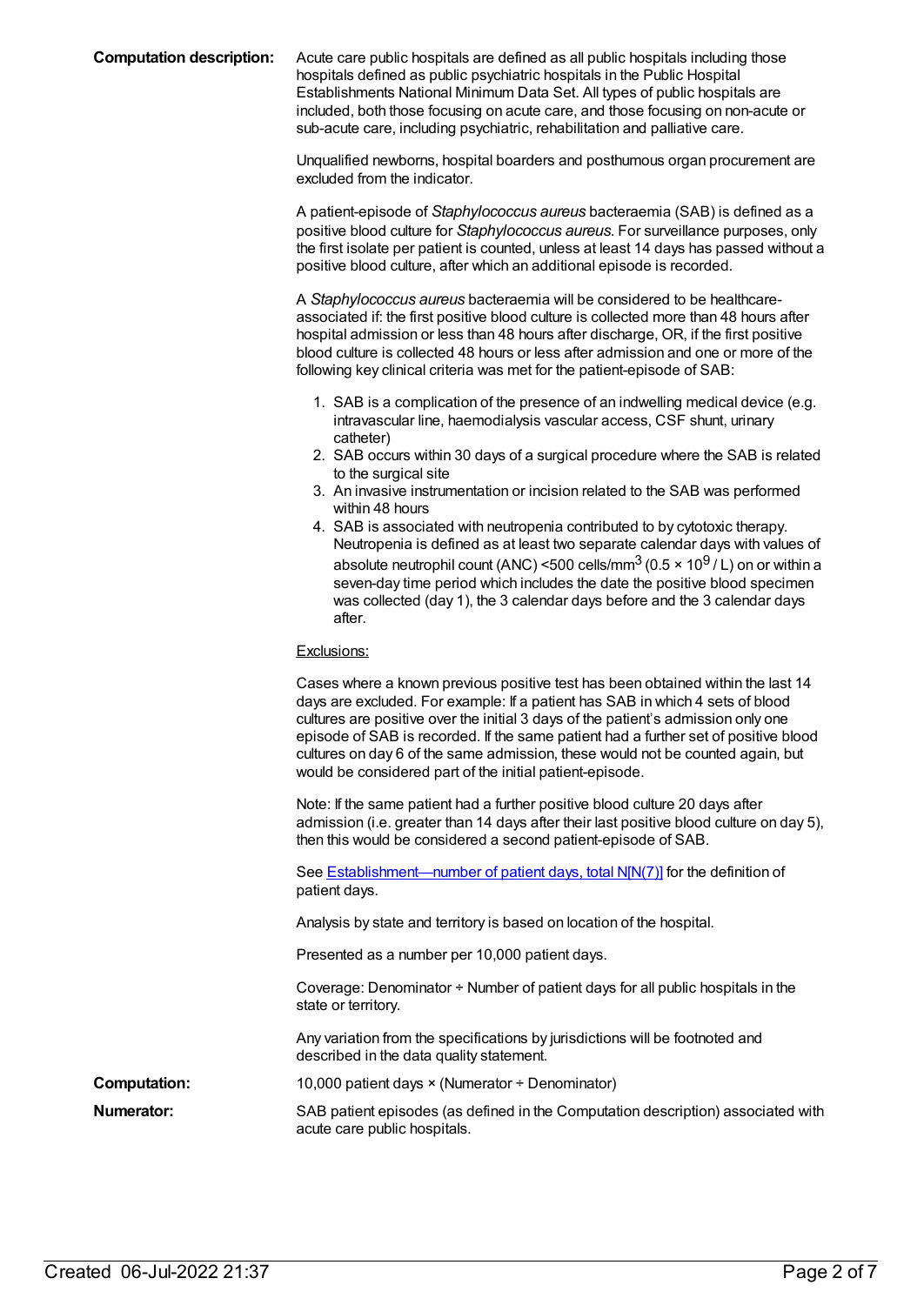**Computation description:** Acute care public hospitals are defined as all public hospitals including those hospitals defined as public psychiatric hospitals in the Public Hospital Establishments National Minimum Data Set. All types of public hospitals are included, both those focusing on acute care, and those focusing on non-acute or sub-acute care, including psychiatric, rehabilitation and palliative care.

Unqualified newborns, hospital boarders and posthumous organ procurement are excluded from the indicator.

A patient-episode of *Staphylococcus aureus* bacteraemia (SAB) is defined as a positive blood culture for *Staphylococcus aureus*. For surveillance purposes, only the first isolate per patient is counted, unless at least 14 days has passed without a positive blood culture, after which an additional episode is recorded.

A *Staphylococcus aureus* bacteraemia will be considered to be healthcare-associated if: the first positive blood culture is collected more than 48 hours after hospital admission or less than 48 hours after discharge, OR, if the first positive blood culture is collected 48 hours or less after admission and one or more of the following key clinical criteria was met for the patient-episode of SAB:

1. SAB is a complication of the presence of an indwelling medical device (e.g. intravascular line, haemodialysis vascular access, CSF shunt, urinary catheter)
2. SAB occurs within 30 days of a surgical procedure where the SAB is related to the surgical site
3. An invasive instrumentation or incision related to the SAB was performed within 48 hours
4. SAB is associated with neutropenia contributed to by cytotoxic therapy. Neutropenia is defined as at least two separate calendar days with values of absolute neutrophil count (ANC) <500 cells/mm$^3$ ($0.5 \times 10^9$ / L) on or within a seven-day time period which includes the date the positive blood specimen was collected (day 1), the 3 calendar days before and the 3 calendar days after.

Exclusions:

Cases where a known previous positive test has been obtained within the last 14 days are excluded. For example: If a patient has SAB in which 4 sets of blood cultures are positive over the initial 3 days of the patient's admission only one episode of SAB is recorded. If the same patient had a further set of positive blood cultures on day 6 of the same admission, these would not be counted again, but would be considered part of the initial patient-episode.

Note: If the same patient had a further positive blood culture 20 days after admission (i.e. greater than 14 days after their last positive blood culture on day 5), then this would be considered a second patient-episode of SAB.

See Establishment—number of patient days, total N[N(7)] for the definition of patient days.

Analysis by state and territory is based on location of the hospital.

Presented as a number per 10,000 patient days.

Coverage: Denominator ÷ Number of patient days for all public hospitals in the state or territory.

Any variation from the specifications by jurisdictions will be footnoted and described in the data quality statement.

**Computation:** 10,000 patient days × (Numerator ÷ Denominator)

**Numerator:** SAB patient episodes (as defined in the Computation description) associated with acute care public hospitals.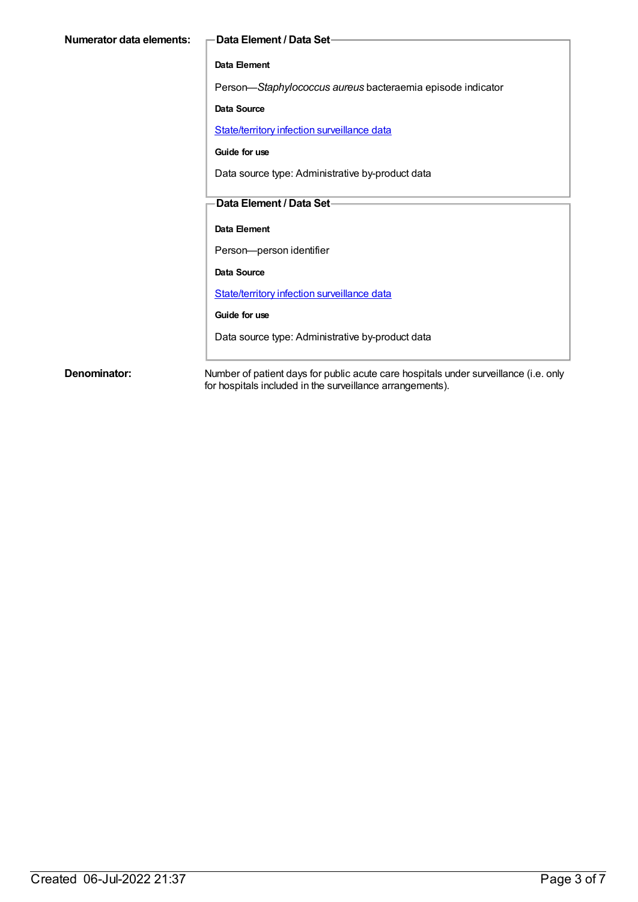**Numerator data elements:**

**Data Element / Data Set**

**Data Element**

Person—*Staphylococcus aureus* bacteraemia episode indicator

**Data Source**

State/territory infection surveillance data

**Guide for use**

Data source type: Administrative by-product data

**Data Element / Data Set**

**Data Element**

Person—person identifier

**Data Source**

State/territory infection surveillance data

**Guide for use**

Data source type: Administrative by-product data

**Denominator:**

Number of patient days for public acute care hospitals under surveillance (i.e. only for hospitals included in the surveillance arrangements).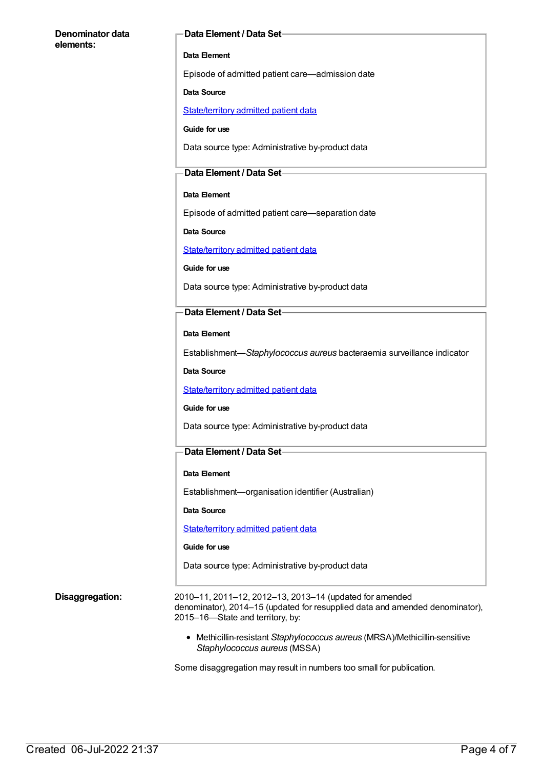**Denominator data elements:**

**Data Element / Data Set**

**Data Element**

Episode of admitted patient care—admission date

**Data Source**

State/territory admitted patient data

**Guide for use**

Data source type: Administrative by-product data

**Data Element / Data Set**

**Data Element**

Episode of admitted patient care—separation date

**Data Source**

State/territory admitted patient data

**Guide for use**

Data source type: Administrative by-product data

**Data Element / Data Set**

**Data Element**

Establishment—*Staphylococcus aureus* bacteraemia surveillance indicator

**Data Source**

State/territory admitted patient data

**Guide for use**

Data source type: Administrative by-product data

**Data Element / Data Set**

**Data Element**

Establishment—organisation identifier (Australian)

**Data Source**

State/territory admitted patient data

**Guide for use**

Data source type: Administrative by-product data

**Disaggregation:**

2010–11, 2011–12, 2012–13, 2013–14 (updated for amended denominator), 2014–15 (updated for resupplied data and amended denominator), 2015–16—State and territory, by:

- Methicillin-resistant *Staphylococcus aureus* (MRSA)/Methicillin-sensitive *Staphylococcus aureus* (MSSA)

Some disaggregation may result in numbers too small for publication.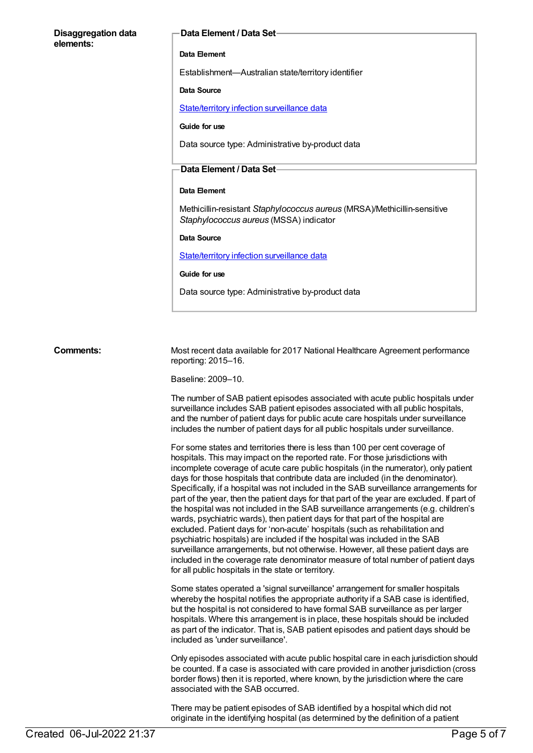**Disaggregation data elements:**

**Data Element / Data Set**

**Data Element**

Establishment—Australian state/territory identifier

**Data Source**

State/territory infection surveillance data

**Guide for use**

Data source type: Administrative by-product data

**Data Element / Data Set**

**Data Element**

Methicillin-resistant *Staphylococcus aureus* (MRSA)/Methicillin-sensitive *Staphylococcus aureus* (MSSA) indicator

**Data Source**

State/territory infection surveillance data

**Guide for use**

Data source type: Administrative by-product data

**Comments:**

Most recent data available for 2017 National Healthcare Agreement performance reporting: 2015–16.

Baseline: 2009–10.

The number of SAB patient episodes associated with acute public hospitals under surveillance includes SAB patient episodes associated with all public hospitals, and the number of patient days for public acute care hospitals under surveillance includes the number of patient days for all public hospitals under surveillance.

For some states and territories there is less than 100 per cent coverage of hospitals. This may impact on the reported rate. For those jurisdictions with incomplete coverage of acute care public hospitals (in the numerator), only patient days for those hospitals that contribute data are included (in the denominator). Specifically, if a hospital was not included in the SAB surveillance arrangements for part of the year, then the patient days for that part of the year are excluded. If part of the hospital was not included in the SAB surveillance arrangements (e.g. children's wards, psychiatric wards), then patient days for that part of the hospital are excluded. Patient days for 'non-acute' hospitals (such as rehabilitation and psychiatric hospitals) are included if the hospital was included in the SAB surveillance arrangements, but not otherwise. However, all these patient days are included in the coverage rate denominator measure of total number of patient days for all public hospitals in the state or territory.

Some states operated a 'signal surveillance' arrangement for smaller hospitals whereby the hospital notifies the appropriate authority if a SAB case is identified, but the hospital is not considered to have formal SAB surveillance as per larger hospitals. Where this arrangement is in place, these hospitals should be included as part of the indicator. That is, SAB patient episodes and patient days should be included as 'under surveillance'.

Only episodes associated with acute public hospital care in each jurisdiction should be counted. If a case is associated with care provided in another jurisdiction (cross border flows) then it is reported, where known, by the jurisdiction where the care associated with the SAB occurred.

There may be patient episodes of SAB identified by a hospital which did not originate in the identifying hospital (as determined by the definition of a patient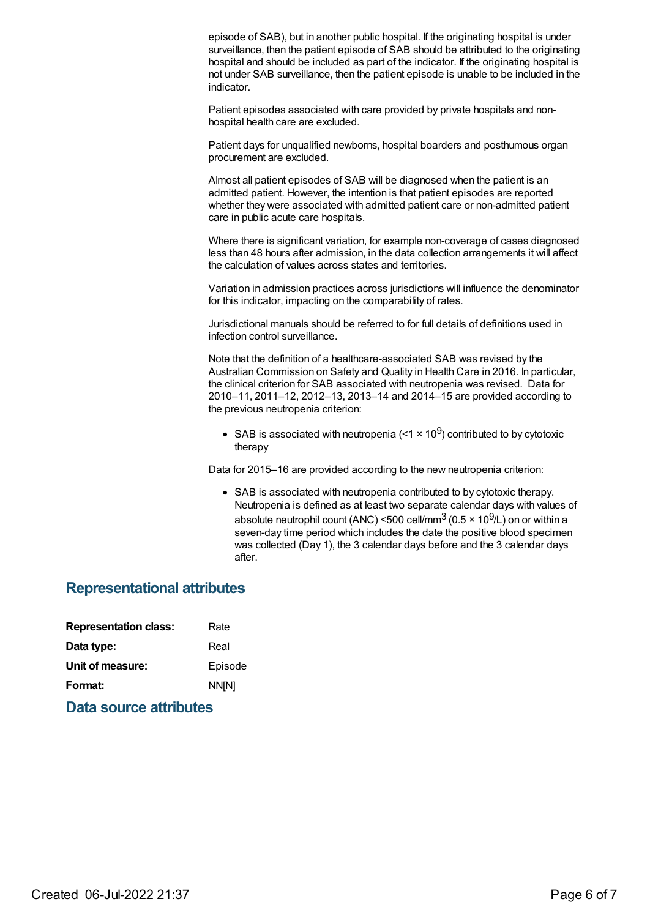episode of SAB), but in another public hospital. If the originating hospital is under surveillance, then the patient episode of SAB should be attributed to the originating hospital and should be included as part of the indicator. If the originating hospital is not under SAB surveillance, then the patient episode is unable to be included in the indicator.

Patient episodes associated with care provided by private hospitals and non-hospital health care are excluded.

Patient days for unqualified newborns, hospital boarders and posthumous organ procurement are excluded.

Almost all patient episodes of SAB will be diagnosed when the patient is an admitted patient. However, the intention is that patient episodes are reported whether they were associated with admitted patient care or non-admitted patient care in public acute care hospitals.

Where there is significant variation, for example non-coverage of cases diagnosed less than 48 hours after admission, in the data collection arrangements it will affect the calculation of values across states and territories.

Variation in admission practices across jurisdictions will influence the denominator for this indicator, impacting on the comparability of rates.

Jurisdictional manuals should be referred to for full details of definitions used in infection control surveillance.

Note that the definition of a healthcare-associated SAB was revised by the Australian Commission on Safety and Quality in Health Care in 2016. In particular, the clinical criterion for SAB associated with neutropenia was revised. Data for 2010–11, 2011–12, 2012–13, 2013–14 and 2014–15 are provided according to the previous neutropenia criterion:

- SAB is associated with neutropenia ($<1 \times 10^9$) contributed to by cytotoxic therapy

Data for 2015–16 are provided according to the new neutropenia criterion:

- SAB is associated with neutropenia contributed to by cytotoxic therapy. Neutropenia is defined as at least two separate calendar days with values of absolute neutrophil count (ANC) <500 cell/mm$^3$ ($0.5 \times 10^9$/L) on or within a seven-day time period which includes the date the positive blood specimen was collected (Day 1), the 3 calendar days before and the 3 calendar days after.

## Representational attributes

| | |
|---|---|
| **Representation class:** | Rate |
| **Data type:** | Real |
| **Unit of measure:** | Episode |
| **Format:** | NN[N] |

## Data source attributes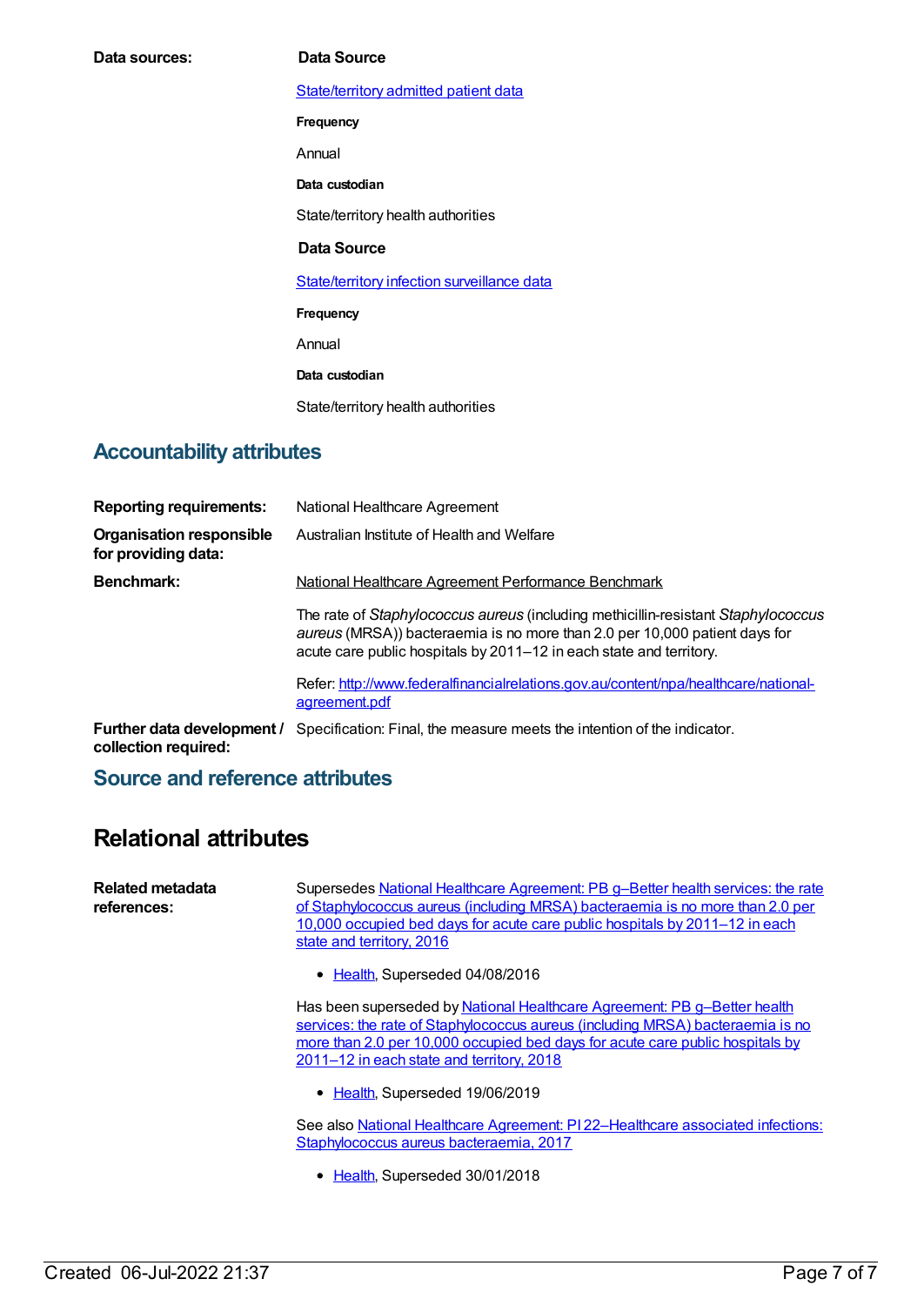**Data sources:**

**Data Source**

State/territory admitted patient data

**Frequency**

Annual

**Data custodian**

State/territory health authorities

**Data Source**

State/territory infection surveillance data

**Frequency**

Annual

**Data custodian**

State/territory health authorities

## Accountability attributes

**Reporting requirements:** National Healthcare Agreement

**Organisation responsible for providing data:** Australian Institute of Health and Welfare

**Benchmark:** National Healthcare Agreement Performance Benchmark

The rate of *Staphylococcus aureus* (including methicillin-resistant *Staphylococcus aureus* (MRSA)) bacteraemia is no more than 2.0 per 10,000 patient days for acute care public hospitals by 2011–12 in each state and territory.

Refer: http://www.federalfinancialrelations.gov.au/content/npa/healthcare/national-agreement.pdf

**Further data development / collection required:** Specification: Final, the measure meets the intention of the indicator.

## Source and reference attributes

# Relational attributes

**Related metadata references:**

Supersedes National Healthcare Agreement: PB g–Better health services: the rate of Staphylococcus aureus (including MRSA) bacteraemia is no more than 2.0 per 10,000 occupied bed days for acute care public hospitals by 2011–12 in each state and territory, 2016

- Health, Superseded 04/08/2016

Has been superseded by National Healthcare Agreement: PB g–Better health services: the rate of Staphylococcus aureus (including MRSA) bacteraemia is no more than 2.0 per 10,000 occupied bed days for acute care public hospitals by 2011–12 in each state and territory, 2018

- Health, Superseded 19/06/2019

See also National Healthcare Agreement: PI 22–Healthcare associated infections: Staphylococcus aureus bacteraemia, 2017

- Health, Superseded 30/01/2018